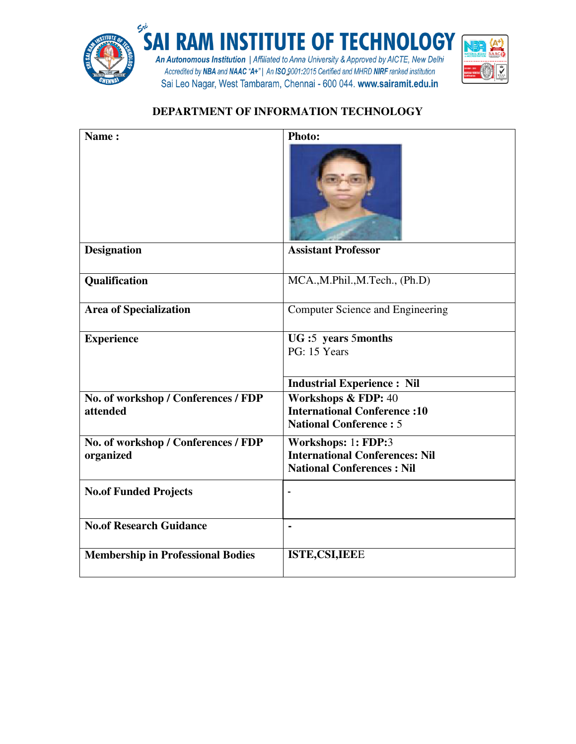# SAI RAM INSTITUTE OF TECHNOLOGY

*An Autonomous Institution | Affiliated to Anna University & Approved by AICTE, New Delhi*
*Accredited by NBA and NAAC "A+" | An ISO 9001:2015 Certified and MHRD NIRF ranked institution*
Sai Leo Nagar, West Tambaram, Chennai - 600 044. www.sairamit.edu.in

## DEPARTMENT OF INFORMATION TECHNOLOGY

| **Name :** | **Photo:** |
|---|---|
| **Designation** | **Assistant Professor** |
| **Qualification** | MCA.,M.Phil.,M.Tech., (Ph.D) |
| **Area of Specialization** | Computer Science and Engineering |
| **Experience** | **UG :**5 **years** 5**months**<br>PG: 15 Years<br><br>**Industrial Experience : Nil** |
| **No. of workshop / Conferences / FDP attended** | **Workshops & FDP:** 40<br>**International Conference :10**<br>**National Conference :** 5 |
| **No. of workshop / Conferences / FDP organized** | **Workshops:** 1: **FDP:**3<br>**International Conferences: Nil**<br>**National Conferences : Nil** |
| **No.of Funded Projects** | - |
| **No.of Research Guidance** | **-** |
| **Membership in Professional Bodies** | **ISTE,CSI,IEE**E |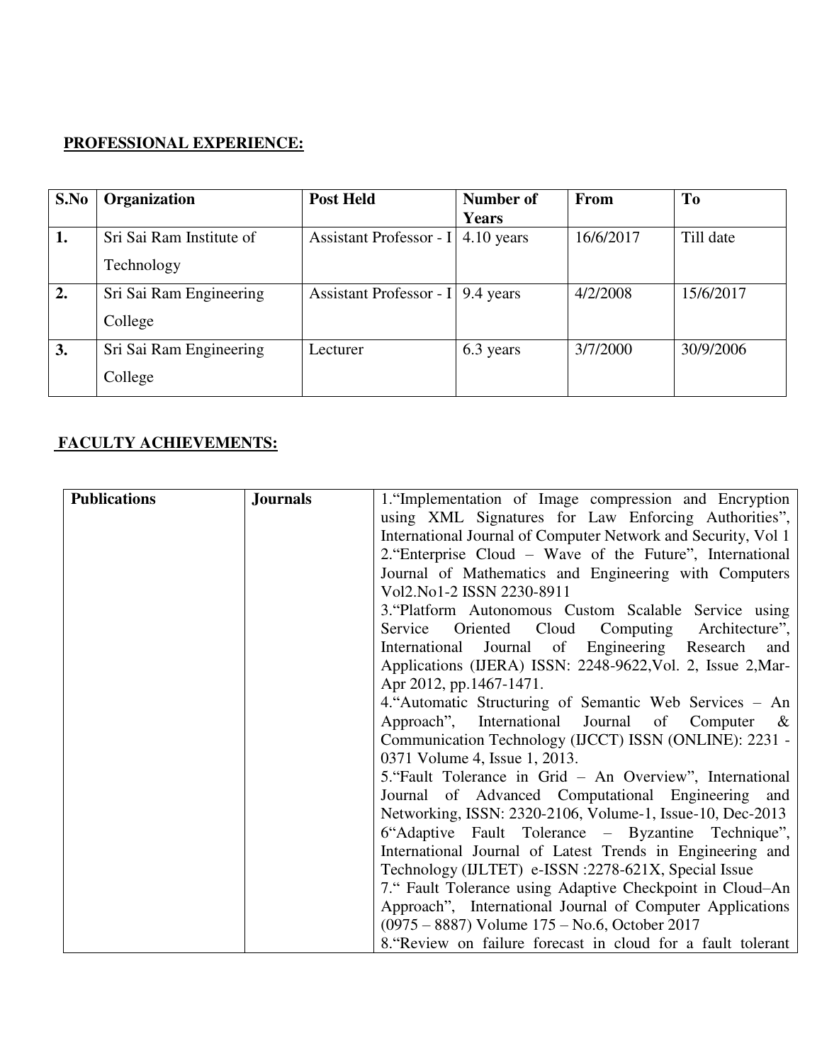**PROFESSIONAL EXPERIENCE:**

| S.No | Organization | Post Held | Number of Years | From | To |
|---|---|---|---|---|---|
| **1.** | Sri Sai Ram Institute of Technology | Assistant Professor - I | 4.10 years | 16/6/2017 | Till date |
| **2.** | Sri Sai Ram Engineering College | Assistant Professor - I | 9.4 years | 4/2/2008 | 15/6/2017 |
| **3.** | Sri Sai Ram Engineering College | Lecturer | 6.3 years | 3/7/2000 | 30/9/2006 |

**FACULTY ACHIEVEMENTS:**

| **Publications** | **Journals** | 1.“Implementation of Image compression and Encryption using XML Signatures for Law Enforcing Authorities”, International Journal of Computer Network and Security, Vol 1<br>2.“Enterprise Cloud – Wave of the Future”, International Journal of Mathematics and Engineering with Computers Vol2.No1-2 ISSN 2230-8911<br>3.“Platform Autonomous Custom Scalable Service using Service Oriented Cloud Computing Architecture”, International Journal of Engineering Research and Applications (IJERA) ISSN: 2248-9622,Vol. 2, Issue 2,Mar-Apr 2012, pp.1467-1471.<br>4.“Automatic Structuring of Semantic Web Services – An Approach”, International Journal of Computer & Communication Technology (IJCCT) ISSN (ONLINE): 2231 - 0371 Volume 4, Issue 1, 2013.<br>5.“Fault Tolerance in Grid – An Overview”, International Journal of Advanced Computational Engineering and Networking, ISSN: 2320-2106, Volume-1, Issue-10, Dec-2013<br>6“Adaptive Fault Tolerance – Byzantine Technique”, International Journal of Latest Trends in Engineering and Technology (IJLTET) e-ISSN :2278-621X, Special Issue<br>7.“ Fault Tolerance using Adaptive Checkpoint in Cloud–An Approach”, International Journal of Computer Applications (0975 – 8887) Volume 175 – No.6, October 2017<br>8.“Review on failure forecast in cloud for a fault tolerant |
|---|---|---|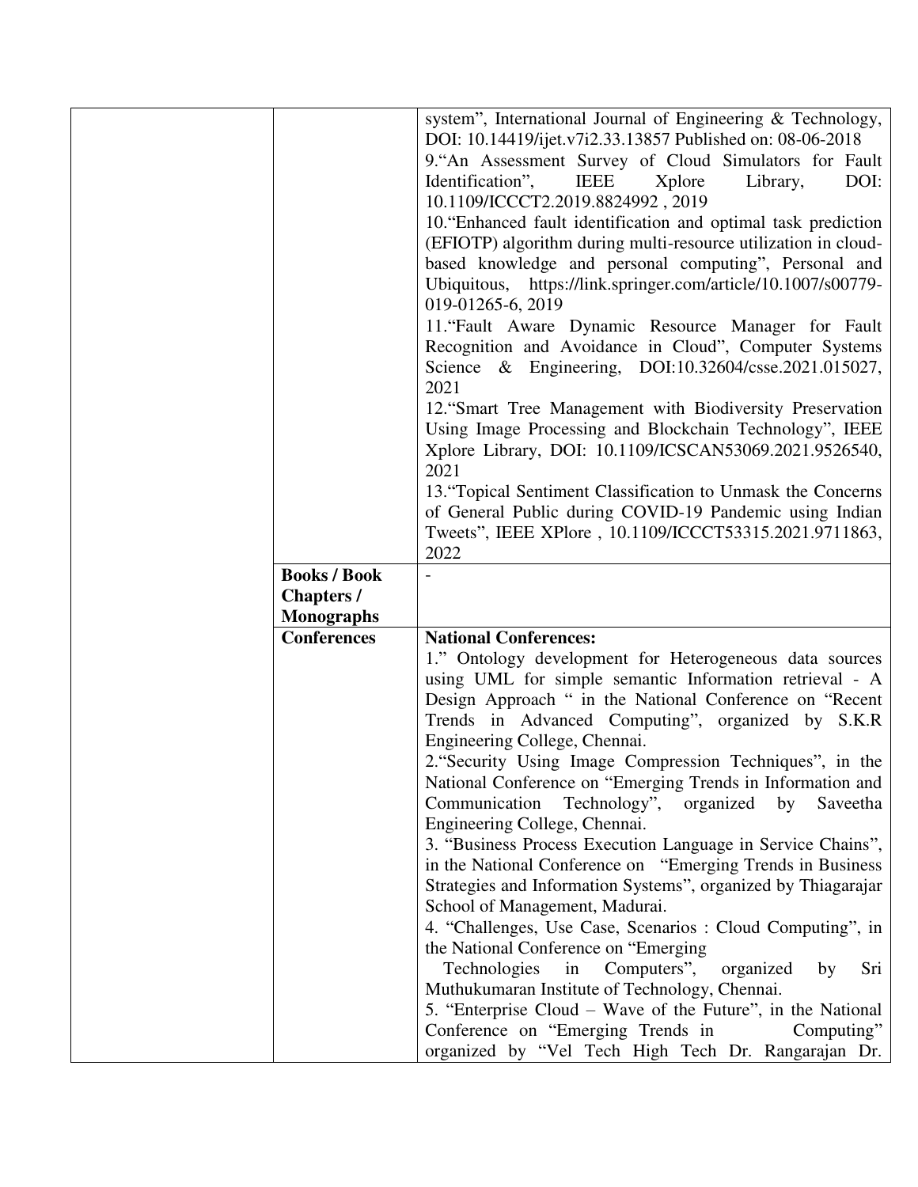| | | |
|---|---|---|
| | | system", International Journal of Engineering & Technology, DOI: 10.14419/ijet.v7i2.33.13857 Published on: 08-06-2018<br>9."An Assessment Survey of Cloud Simulators for Fault Identification", IEEE Xplore Library, DOI: 10.1109/ICCCT2.2019.8824992 , 2019<br>10."Enhanced fault identification and optimal task prediction (EFIOTP) algorithm during multi-resource utilization in cloud-based knowledge and personal computing", Personal and Ubiquitous, https://link.springer.com/article/10.1007/s00779-019-01265-6, 2019<br>11."Fault Aware Dynamic Resource Manager for Fault Recognition and Avoidance in Cloud", Computer Systems Science & Engineering, DOI:10.32604/csse.2021.015027, 2021<br>12."Smart Tree Management with Biodiversity Preservation Using Image Processing and Blockchain Technology", IEEE Xplore Library, DOI: 10.1109/ICSCAN53069.2021.9526540, 2021<br>13."Topical Sentiment Classification to Unmask the Concerns of General Public during COVID-19 Pandemic using Indian Tweets", IEEE XPlore , 10.1109/ICCCT53315.2021.9711863, 2022 |
| | **Books / Book Chapters / Monographs** | - |
| | **Conferences** | **National Conferences:**<br>1." Ontology development for Heterogeneous data sources using UML for simple semantic Information retrieval - A Design Approach " in the National Conference on "Recent Trends in Advanced Computing", organized by S.K.R Engineering College, Chennai.<br>2."Security Using Image Compression Techniques", in the National Conference on "Emerging Trends in Information and Communication Technology", organized by Saveetha Engineering College, Chennai.<br>3. "Business Process Execution Language in Service Chains", in the National Conference on "Emerging Trends in Business Strategies and Information Systems", organized by Thiagarajar School of Management, Madurai.<br>4. "Challenges, Use Case, Scenarios : Cloud Computing", in the National Conference on "Emerging Technologies in Computers", organized by Sri Muthukumaran Institute of Technology, Chennai.<br>5. "Enterprise Cloud – Wave of the Future", in the National Conference on "Emerging Trends in Computing" organized by "Vel Tech High Tech Dr. Rangarajan Dr. |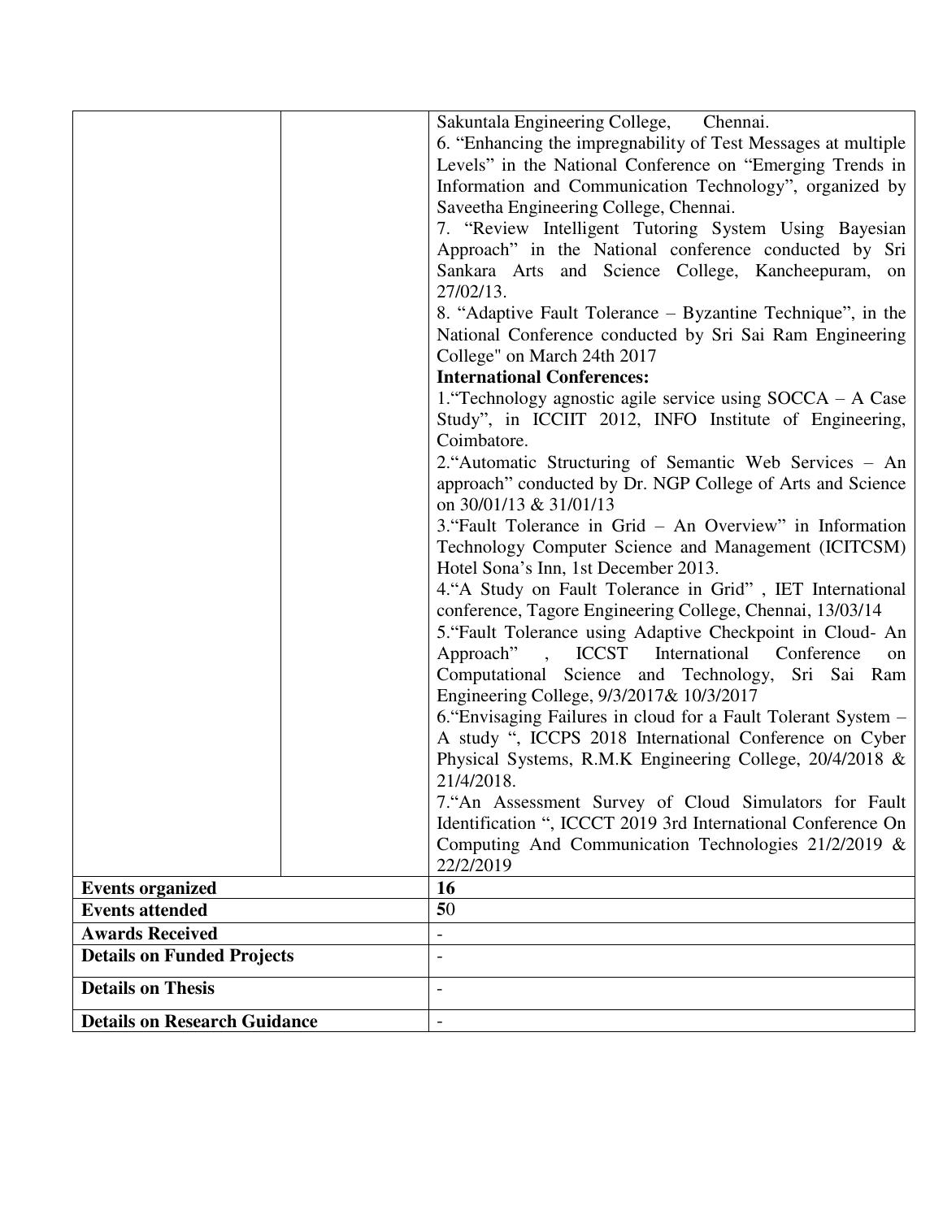| | | |
|---|---|---|
| | | Sakuntala Engineering College, Chennai.<br>6. "Enhancing the impregnability of Test Messages at multiple Levels" in the National Conference on "Emerging Trends in Information and Communication Technology", organized by Saveetha Engineering College, Chennai.<br>7. "Review Intelligent Tutoring System Using Bayesian Approach" in the National conference conducted by Sri Sankara Arts and Science College, Kancheepuram, on 27/02/13.<br>8. "Adaptive Fault Tolerance – Byzantine Technique", in the National Conference conducted by Sri Sai Ram Engineering College" on March 24th 2017<br>**International Conferences:**<br>1."Technology agnostic agile service using SOCCA – A Case Study", in ICCIIT 2012, INFO Institute of Engineering, Coimbatore.<br>2."Automatic Structuring of Semantic Web Services – An approach" conducted by Dr. NGP College of Arts and Science on 30/01/13 & 31/01/13<br>3."Fault Tolerance in Grid – An Overview" in Information Technology Computer Science and Management (ICITCSM) Hotel Sona's Inn, 1st December 2013.<br>4."A Study on Fault Tolerance in Grid" , IET International conference, Tagore Engineering College, Chennai, 13/03/14<br>5."Fault Tolerance using Adaptive Checkpoint in Cloud- An Approach" , ICCST International Conference on Computational Science and Technology, Sri Sai Ram Engineering College, 9/3/2017& 10/3/2017<br>6."Envisaging Failures in cloud for a Fault Tolerant System – A study ", ICCPS 2018 International Conference on Cyber Physical Systems, R.M.K Engineering College, 20/4/2018 & 21/4/2018.<br>7."An Assessment Survey of Cloud Simulators for Fault Identification ", ICCCT 2019 3rd International Conference On Computing And Communication Technologies 21/2/2019 & 22/2/2019 |
| **Events organized** | | **16** |
| **Events attended** | | **5**0 |
| **Awards Received** | | - |
| **Details on Funded Projects** | | - |
| **Details on Thesis** | | - |
| **Details on Research Guidance** | | - |